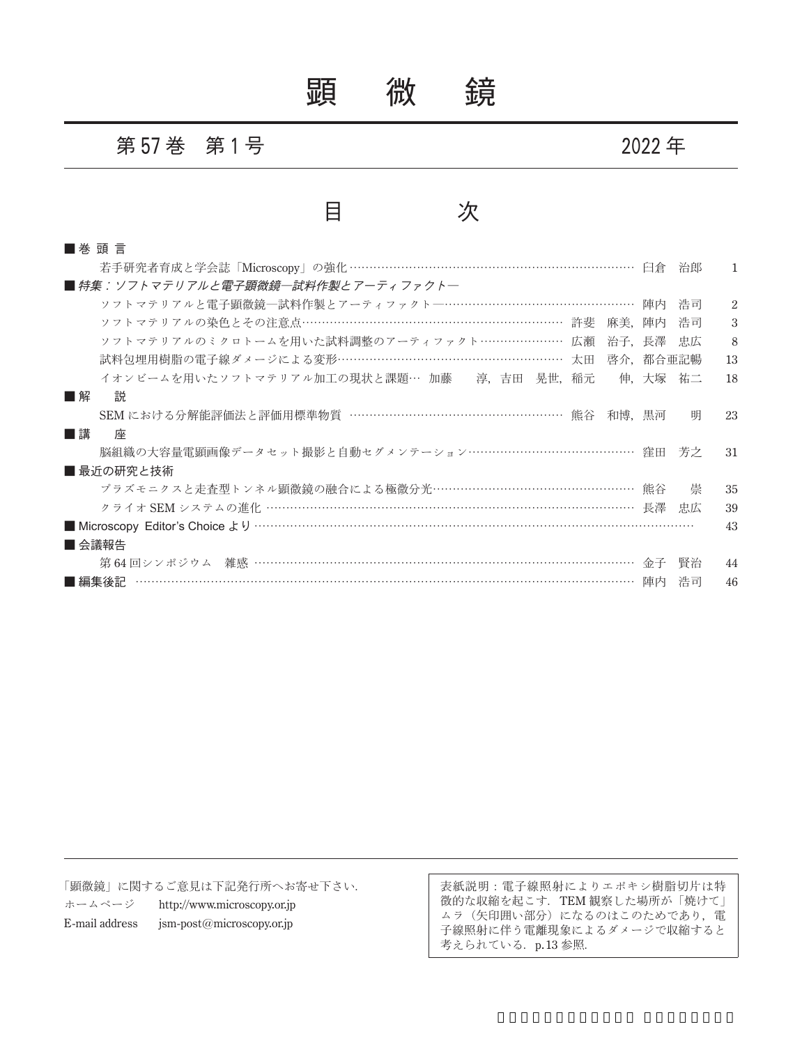# 顕　微　鏡

## 第 57 巻　第 1 号　　　　　　　　　　　　　2022 年

# 目　　　次

■ 巻 頭 言

若手研究者育成と学会誌「Microscopy」の強化 ……………………………… 臼倉　治郎　1

■ *特集：ソフトマテリアルと電子顕微鏡—試料作製とアーティファクト—*

ソフトマテリアルと電子顕微鏡—試料作製とアーティファクト— ……………………………… 陣内　浩司　2

ソフトマテリアルの染色とその注意点 ……………………………… 許斐　麻美，陣内　浩司　3

ソフトマテリアルのミクロトームを用いた試料調整のアーティファクト ……………………………… 広瀬　治子，長澤　忠広　8

試料包埋用樹脂の電子線ダメージによる変形 ……………………………… 太田　啓介，都合亜記暢　13

イオンビームを用いたソフトマテリアル加工の現状と課題 … 加藤　淳，吉田　晃世，稲元　伸，大塚　祐二　18

■ 解　説

SEM における分解能評価法と評価用標準物質 ……………………………… 熊谷　和博，黒河　明　23

■ 講　座

脳組織の大容量電顕画像データセット撮影と自動セグメンテーション ……………………………… 窪田　芳之　31

■ 最近の研究と技術

プラズモニクスと走査型トンネル顕微鏡の融合による極微分光 ……………………………… 熊谷　崇　35

クライオ SEM システムの進化 ……………………………… 長澤　忠広　39

■ Microscopy Editor's Choice より ……………………………… 43

■ 会議報告

第 64 回シンポジウム　雑感 ……………………………… 金子　賢治　44

■ 編集後記 ……………………………… 陣内　浩司　46

---

「顕微鏡」に関するご意見は下記発行所へお寄せ下さい．

ホームページ　http://www.microscopy.or.jp

E-mail address　jsm-post@microscopy.or.jp

表紙説明：電子線照射によりエポキシ樹脂切片は特徴的な収縮を起こす．TEM 観察した場所が「焼けて」ムラ（矢印囲い部分）になるのはこのためであり，電子線照射に伴う電離現象によるダメージで収縮すると考えられている．p.13 参照．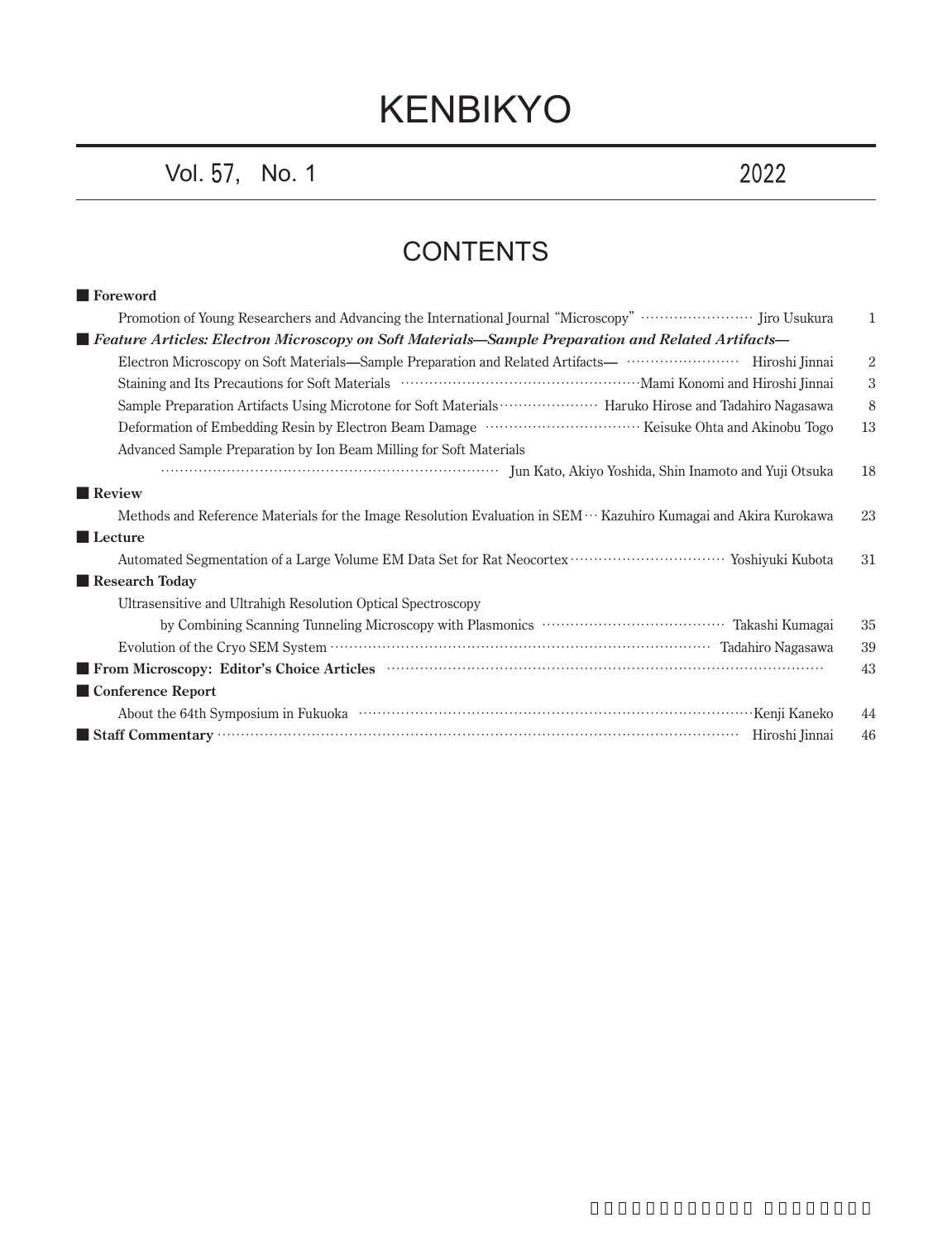# KENBIKYO

Vol. 57, No. 1 2022

## CONTENTS

■ **Foreword**

Promotion of Young Researchers and Advancing the International Journal "Microscopy" ······················ Jiro Usukura 1

■ ***Feature Articles: Electron Microscopy on Soft Materials—Sample Preparation and Related Artifacts—***

Electron Microscopy on Soft Materials—Sample Preparation and Related Artifacts— ······················ Hiroshi Jinnai 2

Staining and Its Precautions for Soft Materials ················································Mami Konomi and Hiroshi Jinnai 3

Sample Preparation Artifacts Using Microtone for Soft Materials···················· Haruko Hirose and Tadahiro Nagasawa 8

Deformation of Embedding Resin by Electron Beam Damage ······························· Keisuke Ohta and Akinobu Togo 13

Advanced Sample Preparation by Ion Beam Milling for Soft Materials
······································································ Jun Kato, Akiyo Yoshida, Shin Inamoto and Yuji Otsuka 18

■ **Review**

Methods and Reference Materials for the Image Resolution Evaluation in SEM··· Kazuhiro Kumagai and Akira Kurokawa 23

■ **Lecture**

Automated Segmentation of a Large Volume EM Data Set for Rat Neocortex································ Yoshiyuki Kubota 31

■ **Research Today**

Ultrasensitive and Ultrahigh Resolution Optical Spectroscopy
by Combining Scanning Tunneling Microscopy with Plasmonics ····································· Takashi Kumagai 35

Evolution of the Cryo SEM System ···························································································· Tadahiro Nagasawa 39

■ **From Microscopy: Editor's Choice Articles** ························································································· 43

■ **Conference Report**

About the 64th Symposium in Fukuoka ·······································································Kenji Kaneko 44

■ **Staff Commentary** ···························································································································· Hiroshi Jinnai 46